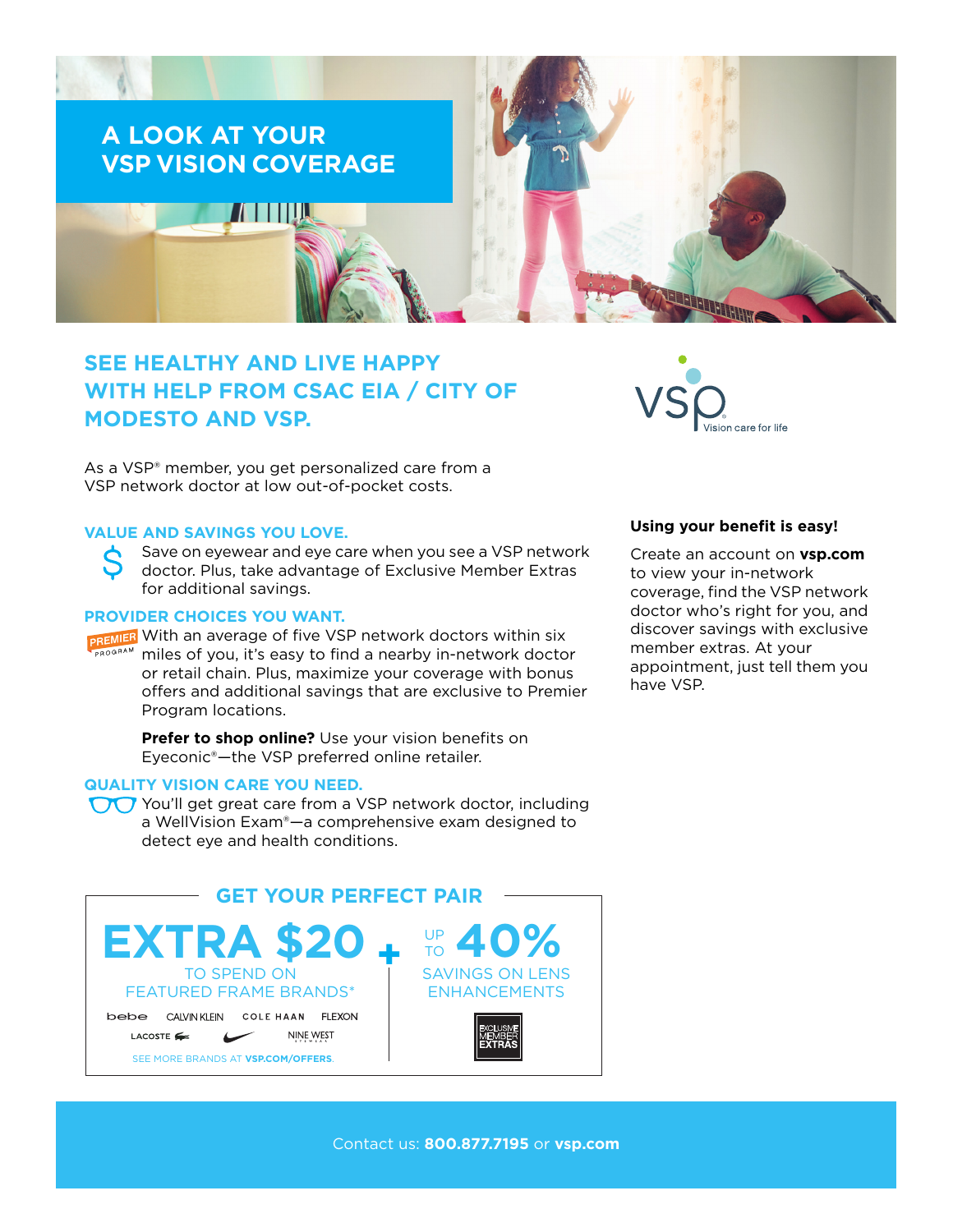# A LOOK AT YOUR VSP VISION COVERAGE

## SEE HEALTHY AND LIVE HAPPY WITH HELP FROM CSAC EIA / CITY OF MODESTO AND VSP.

VSP Vision care for life

As a VSP® member, you get personalized care from a VSP network doctor at low out-of-pocket costs.

### VALUE AND SAVINGS YOU LOVE.

Save on eyewear and eye care when you see a VSP network doctor. Plus, take advantage of Exclusive Member Extras for additional savings.

### PROVIDER CHOICES YOU WANT.

PREMIER PROGRAM

With an average of five VSP network doctors within six miles of you, it's easy to find a nearby in-network doctor or retail chain. Plus, maximize your coverage with bonus offers and additional savings that are exclusive to Premier Program locations.

**Prefer to shop online?** Use your vision benefits on Eyeconic®—the VSP preferred online retailer.

### QUALITY VISION CARE YOU NEED.

You'll get great care from a VSP network doctor, including a WellVision Exam®—a comprehensive exam designed to detect eye and health conditions.

**Using your benefit is easy!**

Create an account on **vsp.com** to view your in-network coverage, find the VSP network doctor who's right for you, and discover savings with exclusive member extras. At your appointment, just tell them you have VSP.

## GET YOUR PERFECT PAIR

**EXTRA $20** TO SPEND ON FEATURED FRAME BRANDS*

bebe · CALVIN KLEIN · COLE HAAN · FLEXON · LACOSTE · NIKE · NINE WEST EYEWEAR

SEE MORE BRANDS AT **VSP.COM/OFFERS**.

\+

UP TO **40%** SAVINGS ON LENS ENHANCEMENTS

EXCLUSIVE MEMBER EXTRAS

Contact us: **800.877.7195** or **vsp.com**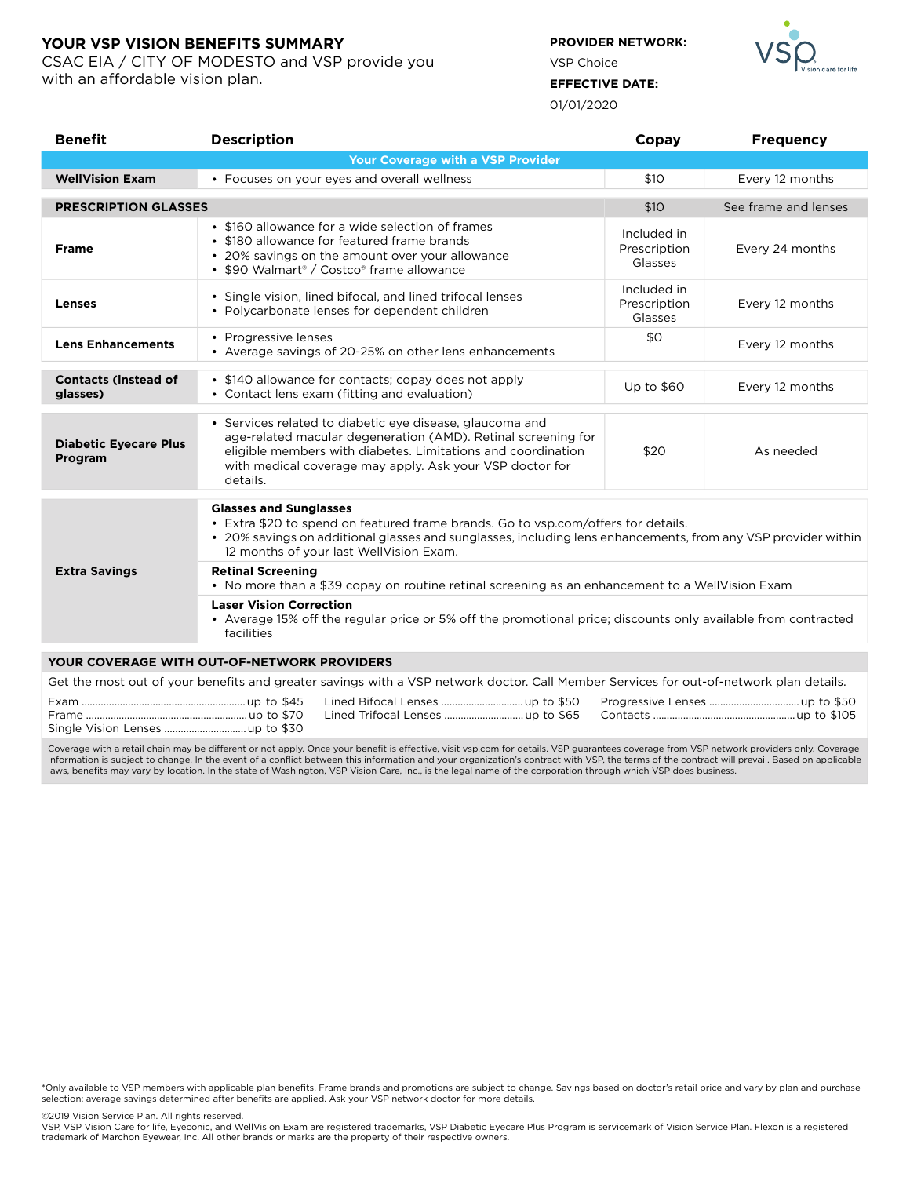# YOUR VSP VISION BENEFITS SUMMARY

CSAC EIA / CITY OF MODESTO and VSP provide you with an affordable vision plan.

**PROVIDER NETWORK:**
VSP Choice

**EFFECTIVE DATE:**
01/01/2020

| Benefit | Description | Copay | Frequency |
|---|---|---|---|
| **Your Coverage with a VSP Provider** | | | |
| **WellVision Exam** | • Focuses on your eyes and overall wellness | $10 | Every 12 months |
| **PRESCRIPTION GLASSES** | | $10 | See frame and lenses |
| **Frame** | • $160 allowance for a wide selection of frames<br>• $180 allowance for featured frame brands<br>• 20% savings on the amount over your allowance<br>• $90 Walmart® / Costco® frame allowance | Included in Prescription Glasses | Every 24 months |
| **Lenses** | • Single vision, lined bifocal, and lined trifocal lenses<br>• Polycarbonate lenses for dependent children | Included in Prescription Glasses | Every 12 months |
| **Lens Enhancements** | • Progressive lenses<br>• Average savings of 20-25% on other lens enhancements | $0 | Every 12 months |
| **Contacts (instead of glasses)** | • $140 allowance for contacts; copay does not apply<br>• Contact lens exam (fitting and evaluation) | Up to $60 | Every 12 months |
| **Diabetic Eyecare Plus Program** | • Services related to diabetic eye disease, glaucoma and age-related macular degeneration (AMD). Retinal screening for eligible members with diabetes. Limitations and coordination with medical coverage may apply. Ask your VSP doctor for details. | $20 | As needed |
| **Extra Savings** | **Glasses and Sunglasses**<br>• Extra $20 to spend on featured frame brands. Go to vsp.com/offers for details.<br>• 20% savings on additional glasses and sunglasses, including lens enhancements, from any VSP provider within 12 months of your last WellVision Exam.<br>**Retinal Screening**<br>• No more than a $39 copay on routine retinal screening as an enhancement to a WellVision Exam<br>**Laser Vision Correction**<br>• Average 15% off the regular price or 5% off the promotional price; discounts only available from contracted facilities | | |

## YOUR COVERAGE WITH OUT-OF-NETWORK PROVIDERS

Get the most out of your benefits and greater savings with a VSP network doctor. Call Member Services for out-of-network plan details.

Exam ........ up to $45
Frame ........ up to $70
Single Vision Lenses ........ up to $30
Lined Bifocal Lenses ........ up to $50
Lined Trifocal Lenses ........ up to $65
Progressive Lenses ........ up to $50
Contacts ........ up to $105

Coverage with a retail chain may be different or not apply. Once your benefit is effective, visit vsp.com for details. VSP guarantees coverage from VSP network providers only. Coverage information is subject to change. In the event of a conflict between this information and your organization's contract with VSP, the terms of the contract will prevail. Based on applicable laws, benefits may vary by location. In the state of Washington, VSP Vision Care, Inc., is the legal name of the corporation through which VSP does business.

*Only available to VSP members with applicable plan benefits. Frame brands and promotions are subject to change. Savings based on doctor's retail price and vary by plan and purchase selection; average savings determined after benefits are applied. Ask your VSP network doctor for more details.

©2019 Vision Service Plan. All rights reserved.
VSP, VSP Vision Care for life, Eyeconic, and WellVision Exam are registered trademarks, VSP Diabetic Eyecare Plus Program is servicemark of Vision Service Plan. Flexon is a registered trademark of Marchon Eyewear, Inc. All other brands or marks are the property of their respective owners.